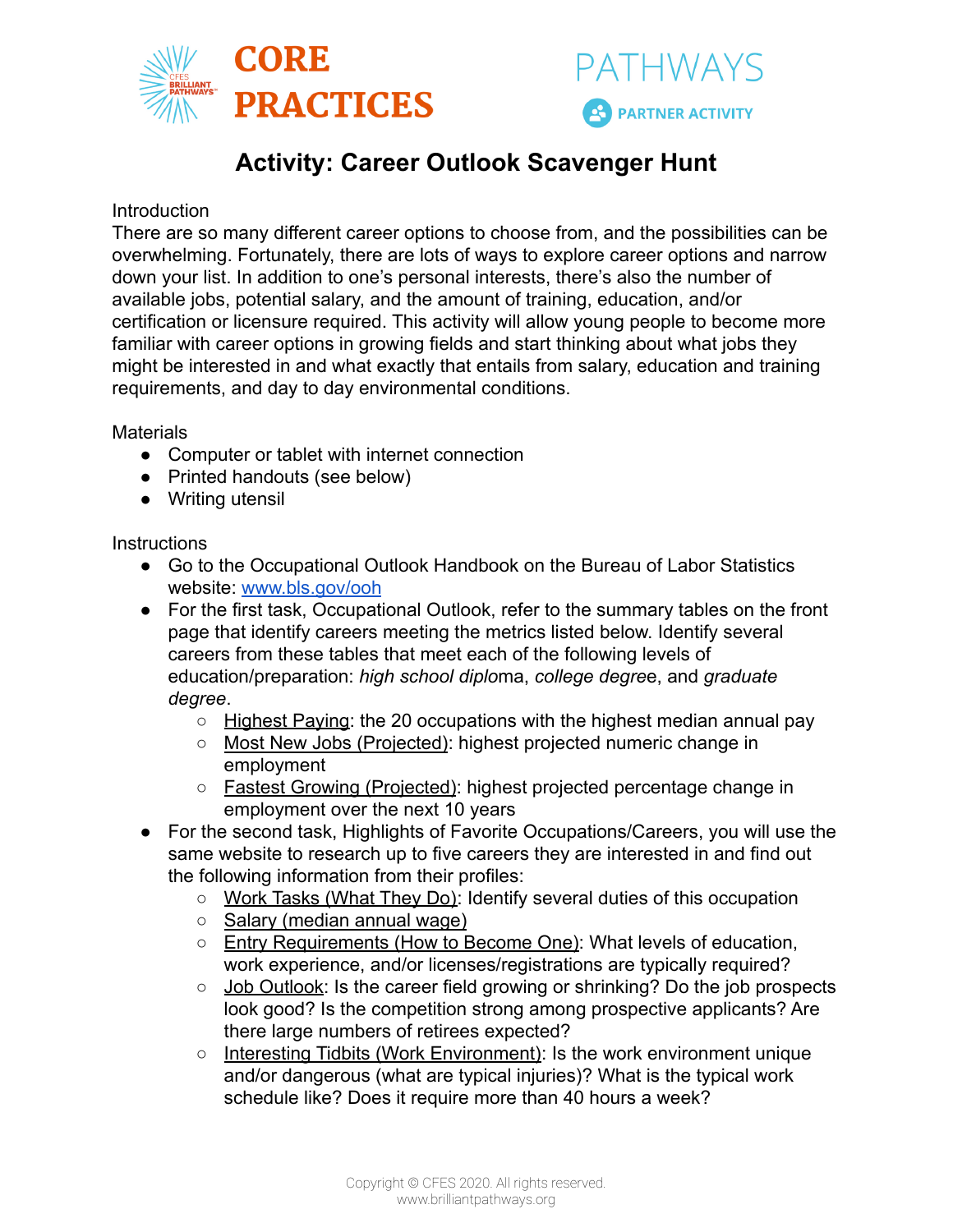CORE PRACTICES

PATHWAYS

PARTNER ACTIVITY

# Activity: Career Outlook Scavenger Hunt

Introduction

There are so many different career options to choose from, and the possibilities can be overwhelming. Fortunately, there are lots of ways to explore career options and narrow down your list. In addition to one's personal interests, there's also the number of available jobs, potential salary, and the amount of training, education, and/or certification or licensure required. This activity will allow young people to become more familiar with career options in growing fields and start thinking about what jobs they might be interested in and what exactly that entails from salary, education and training requirements, and day to day environmental conditions.

Materials

- Computer or tablet with internet connection
- Printed handouts (see below)
- Writing utensil

Instructions

- Go to the Occupational Outlook Handbook on the Bureau of Labor Statistics website: [www.bls.gov/ooh](www.bls.gov/ooh)
- For the first task, Occupational Outlook, refer to the summary tables on the front page that identify careers meeting the metrics listed below. Identify several careers from these tables that meet each of the following levels of education/preparation: *high school diplo*ma, *college degre*e, and *graduate degree*.
  - Highest Paying: the 20 occupations with the highest median annual pay
  - Most New Jobs (Projected): highest projected numeric change in employment
  - Fastest Growing (Projected): highest projected percentage change in employment over the next 10 years
- For the second task, Highlights of Favorite Occupations/Careers, you will use the same website to research up to five careers they are interested in and find out the following information from their profiles:
  - Work Tasks (What They Do): Identify several duties of this occupation
  - Salary (median annual wage)
  - Entry Requirements (How to Become One): What levels of education, work experience, and/or licenses/registrations are typically required?
  - Job Outlook: Is the career field growing or shrinking? Do the job prospects look good? Is the competition strong among prospective applicants? Are there large numbers of retirees expected?
  - Interesting Tidbits (Work Environment): Is the work environment unique and/or dangerous (what are typical injuries)? What is the typical work schedule like? Does it require more than 40 hours a week?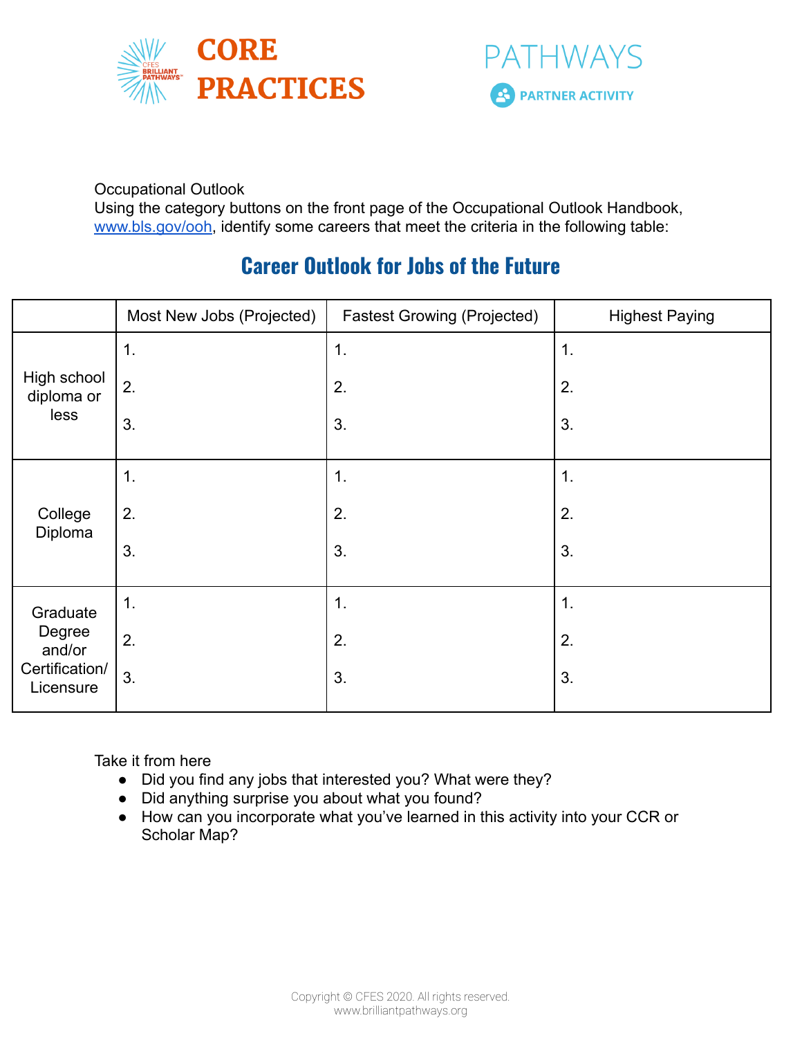CORE PRACTICES

PATHWAYS

PARTNER ACTIVITY

Occupational Outlook
Using the category buttons on the front page of the Occupational Outlook Handbook, [www.bls.gov/ooh](http://www.bls.gov/ooh), identify some careers that meet the criteria in the following table:

## Career Outlook for Jobs of the Future

| | Most New Jobs (Projected) | Fastest Growing (Projected) | Highest Paying |
|---|---|---|---|
| High school diploma or less | 1.<br>2.<br>3. | 1.<br>2.<br>3. | 1.<br>2.<br>3. |
| College Diploma | 1.<br>2.<br>3. | 1.<br>2.<br>3. | 1.<br>2.<br>3. |
| Graduate Degree and/or Certification/ Licensure | 1.<br>2.<br>3. | 1.<br>2.<br>3. | 1.<br>2.<br>3. |

Take it from here

- Did you find any jobs that interested you? What were they?
- Did anything surprise you about what you found?
- How can you incorporate what you've learned in this activity into your CCR or Scholar Map?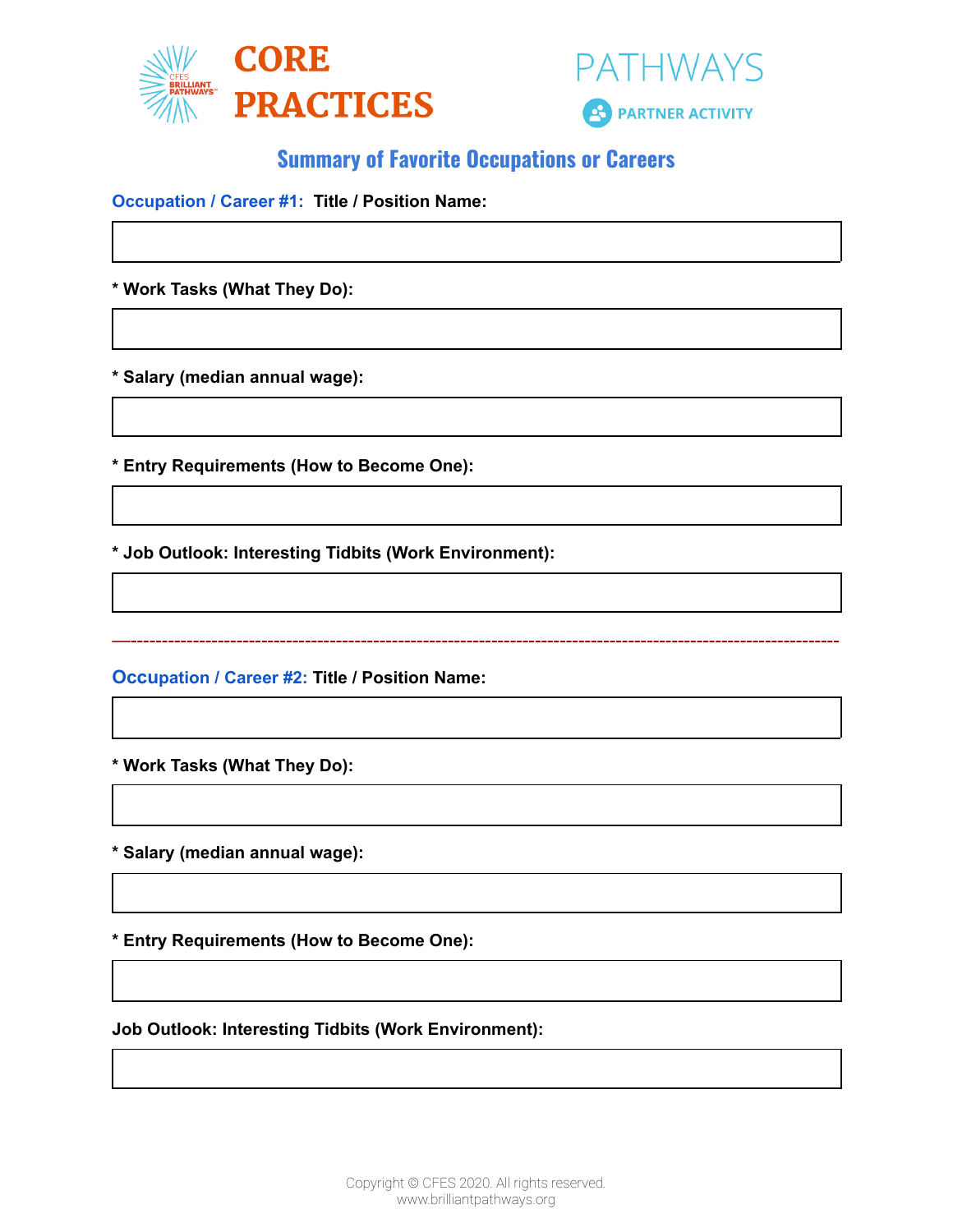# CORE PRACTICES

PATHWAYS

PARTNER ACTIVITY

## Summary of Favorite Occupations or Careers

**Occupation / Career #1:** **Title / Position Name:**

**\* Work Tasks (What They Do):**

**\* Salary (median annual wage):**

**\* Entry Requirements (How to Become One):**

**\* Job Outlook: Interesting Tidbits (Work Environment):**

---

**Occupation / Career #2:** **Title / Position Name:**

**\* Work Tasks (What They Do):**

**\* Salary (median annual wage):**

**\* Entry Requirements (How to Become One):**

**Job Outlook: Interesting Tidbits (Work Environment):**

Copyright © CFES 2020. All rights reserved.
www.brilliantpathways.org